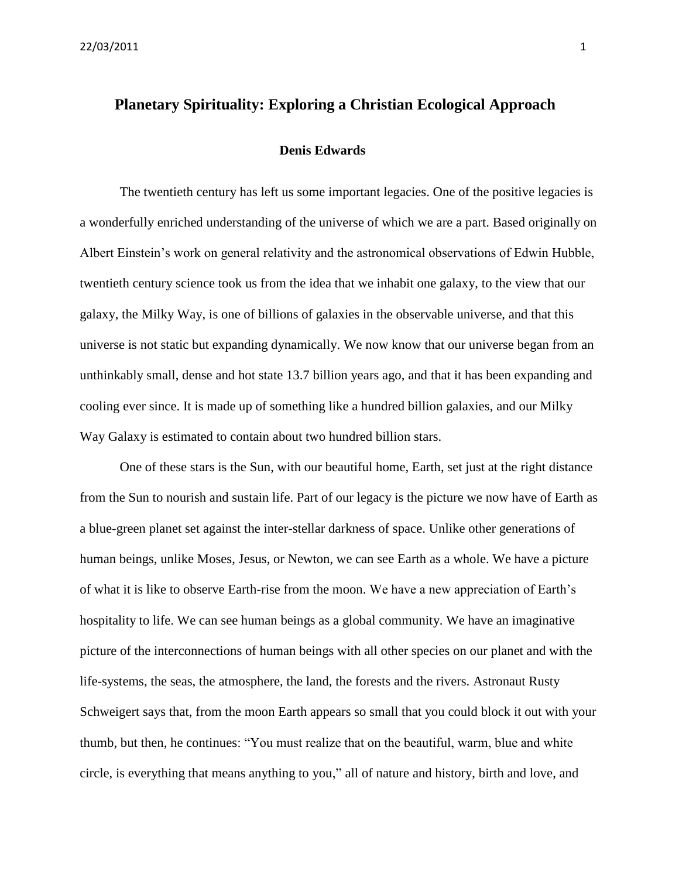# Planetary Spirituality: Exploring a Christian Ecological Approach

**Denis Edwards**

The twentieth century has left us some important legacies. One of the positive legacies is a wonderfully enriched understanding of the universe of which we are a part. Based originally on Albert Einstein's work on general relativity and the astronomical observations of Edwin Hubble, twentieth century science took us from the idea that we inhabit one galaxy, to the view that our galaxy, the Milky Way, is one of billions of galaxies in the observable universe, and that this universe is not static but expanding dynamically. We now know that our universe began from an unthinkably small, dense and hot state 13.7 billion years ago, and that it has been expanding and cooling ever since. It is made up of something like a hundred billion galaxies, and our Milky Way Galaxy is estimated to contain about two hundred billion stars.

One of these stars is the Sun, with our beautiful home, Earth, set just at the right distance from the Sun to nourish and sustain life. Part of our legacy is the picture we now have of Earth as a blue-green planet set against the inter-stellar darkness of space. Unlike other generations of human beings, unlike Moses, Jesus, or Newton, we can see Earth as a whole. We have a picture of what it is like to observe Earth-rise from the moon. We have a new appreciation of Earth's hospitality to life. We can see human beings as a global community. We have an imaginative picture of the interconnections of human beings with all other species on our planet and with the life-systems, the seas, the atmosphere, the land, the forests and the rivers. Astronaut Rusty Schweigert says that, from the moon Earth appears so small that you could block it out with your thumb, but then, he continues: "You must realize that on the beautiful, warm, blue and white circle, is everything that means anything to you," all of nature and history, birth and love, and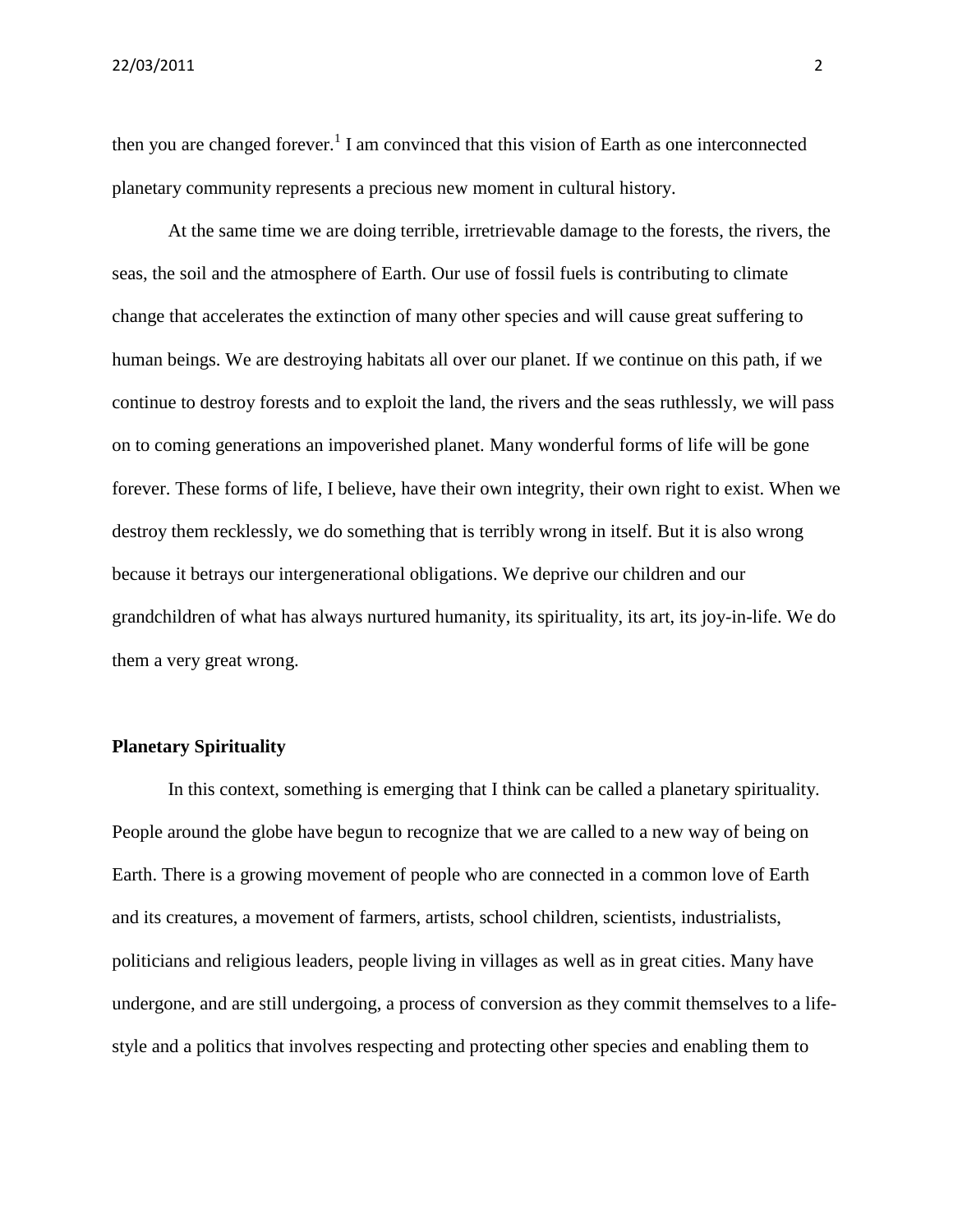then you are changed forever.[1] I am convinced that this vision of Earth as one interconnected planetary community represents a precious new moment in cultural history.

At the same time we are doing terrible, irretrievable damage to the forests, the rivers, the seas, the soil and the atmosphere of Earth. Our use of fossil fuels is contributing to climate change that accelerates the extinction of many other species and will cause great suffering to human beings. We are destroying habitats all over our planet. If we continue on this path, if we continue to destroy forests and to exploit the land, the rivers and the seas ruthlessly, we will pass on to coming generations an impoverished planet. Many wonderful forms of life will be gone forever. These forms of life, I believe, have their own integrity, their own right to exist. When we destroy them recklessly, we do something that is terribly wrong in itself. But it is also wrong because it betrays our intergenerational obligations. We deprive our children and our grandchildren of what has always nurtured humanity, its spirituality, its art, its joy-in-life. We do them a very great wrong.

**Planetary Spirituality**

In this context, something is emerging that I think can be called a planetary spirituality. People around the globe have begun to recognize that we are called to a new way of being on Earth. There is a growing movement of people who are connected in a common love of Earth and its creatures, a movement of farmers, artists, school children, scientists, industrialists, politicians and religious leaders, people living in villages as well as in great cities. Many have undergone, and are still undergoing, a process of conversion as they commit themselves to a life-style and a politics that involves respecting and protecting other species and enabling them to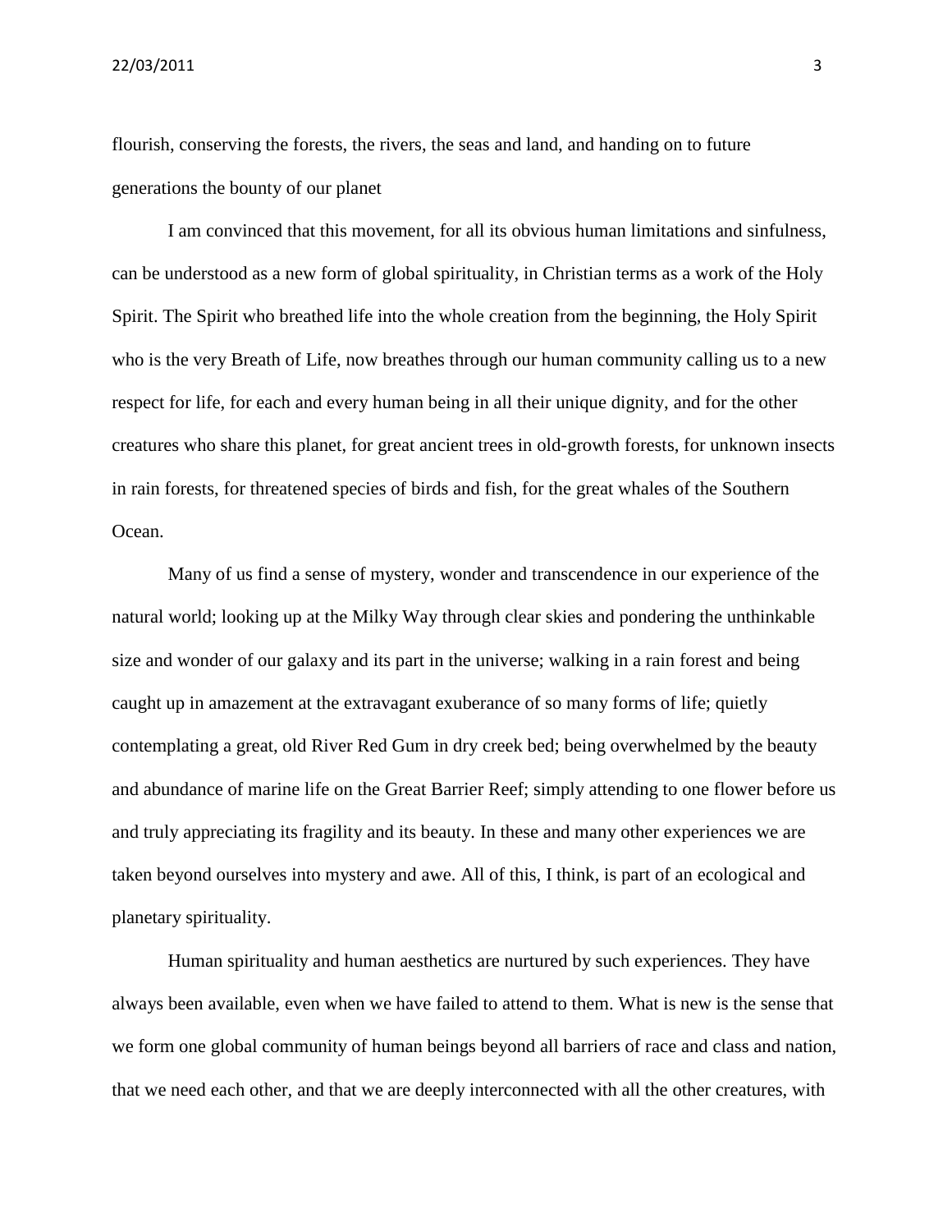flourish, conserving the forests, the rivers, the seas and land, and handing on to future generations the bounty of our planet

I am convinced that this movement, for all its obvious human limitations and sinfulness, can be understood as a new form of global spirituality, in Christian terms as a work of the Holy Spirit. The Spirit who breathed life into the whole creation from the beginning, the Holy Spirit who is the very Breath of Life, now breathes through our human community calling us to a new respect for life, for each and every human being in all their unique dignity, and for the other creatures who share this planet, for great ancient trees in old-growth forests, for unknown insects in rain forests, for threatened species of birds and fish, for the great whales of the Southern Ocean.

Many of us find a sense of mystery, wonder and transcendence in our experience of the natural world; looking up at the Milky Way through clear skies and pondering the unthinkable size and wonder of our galaxy and its part in the universe; walking in a rain forest and being caught up in amazement at the extravagant exuberance of so many forms of life; quietly contemplating a great, old River Red Gum in dry creek bed; being overwhelmed by the beauty and abundance of marine life on the Great Barrier Reef; simply attending to one flower before us and truly appreciating its fragility and its beauty. In these and many other experiences we are taken beyond ourselves into mystery and awe. All of this, I think, is part of an ecological and planetary spirituality.

Human spirituality and human aesthetics are nurtured by such experiences. They have always been available, even when we have failed to attend to them. What is new is the sense that we form one global community of human beings beyond all barriers of race and class and nation, that we need each other, and that we are deeply interconnected with all the other creatures, with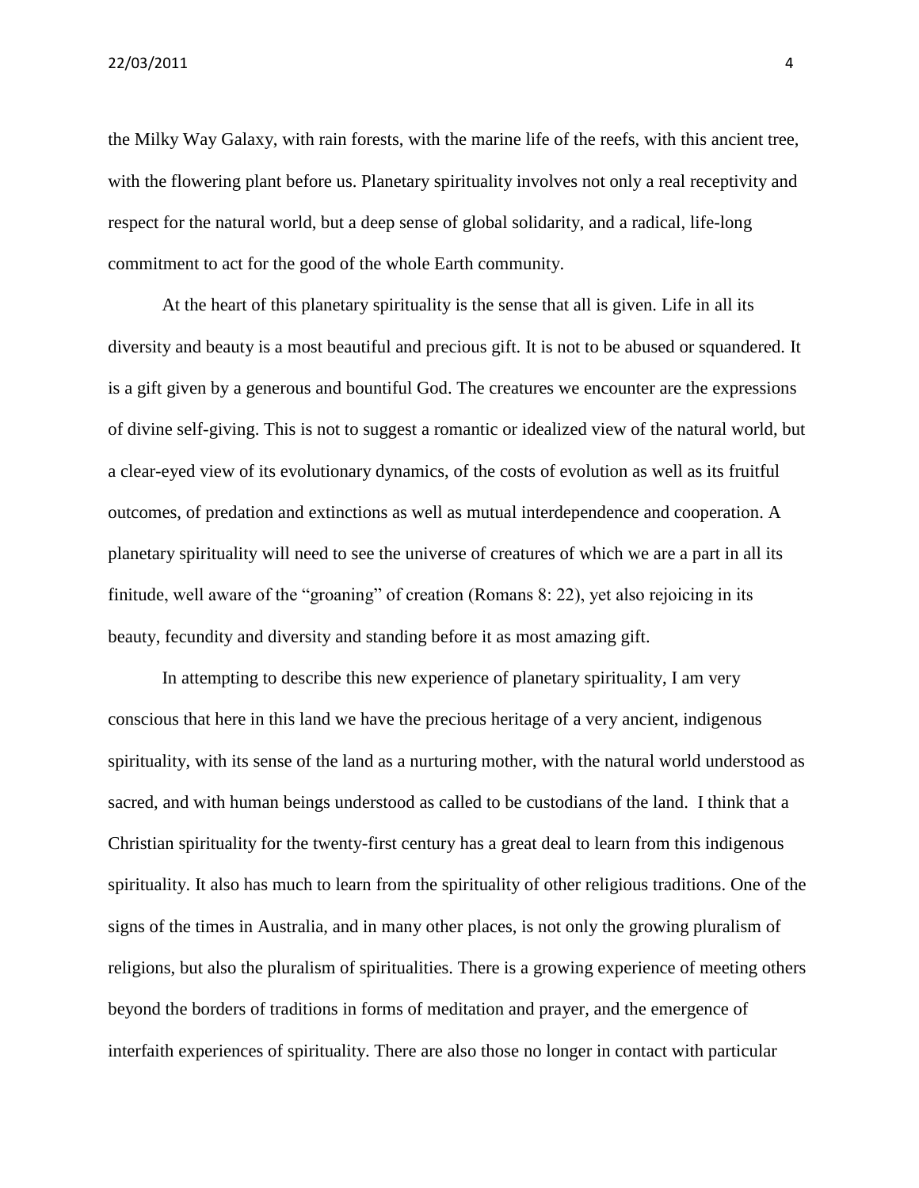the Milky Way Galaxy, with rain forests, with the marine life of the reefs, with this ancient tree, with the flowering plant before us. Planetary spirituality involves not only a real receptivity and respect for the natural world, but a deep sense of global solidarity, and a radical, life-long commitment to act for the good of the whole Earth community.

At the heart of this planetary spirituality is the sense that all is given. Life in all its diversity and beauty is a most beautiful and precious gift. It is not to be abused or squandered. It is a gift given by a generous and bountiful God. The creatures we encounter are the expressions of divine self-giving. This is not to suggest a romantic or idealized view of the natural world, but a clear-eyed view of its evolutionary dynamics, of the costs of evolution as well as its fruitful outcomes, of predation and extinctions as well as mutual interdependence and cooperation. A planetary spirituality will need to see the universe of creatures of which we are a part in all its finitude, well aware of the "groaning" of creation (Romans 8: 22), yet also rejoicing in its beauty, fecundity and diversity and standing before it as most amazing gift.

In attempting to describe this new experience of planetary spirituality, I am very conscious that here in this land we have the precious heritage of a very ancient, indigenous spirituality, with its sense of the land as a nurturing mother, with the natural world understood as sacred, and with human beings understood as called to be custodians of the land. I think that a Christian spirituality for the twenty-first century has a great deal to learn from this indigenous spirituality. It also has much to learn from the spirituality of other religious traditions. One of the signs of the times in Australia, and in many other places, is not only the growing pluralism of religions, but also the pluralism of spiritualities. There is a growing experience of meeting others beyond the borders of traditions in forms of meditation and prayer, and the emergence of interfaith experiences of spirituality. There are also those no longer in contact with particular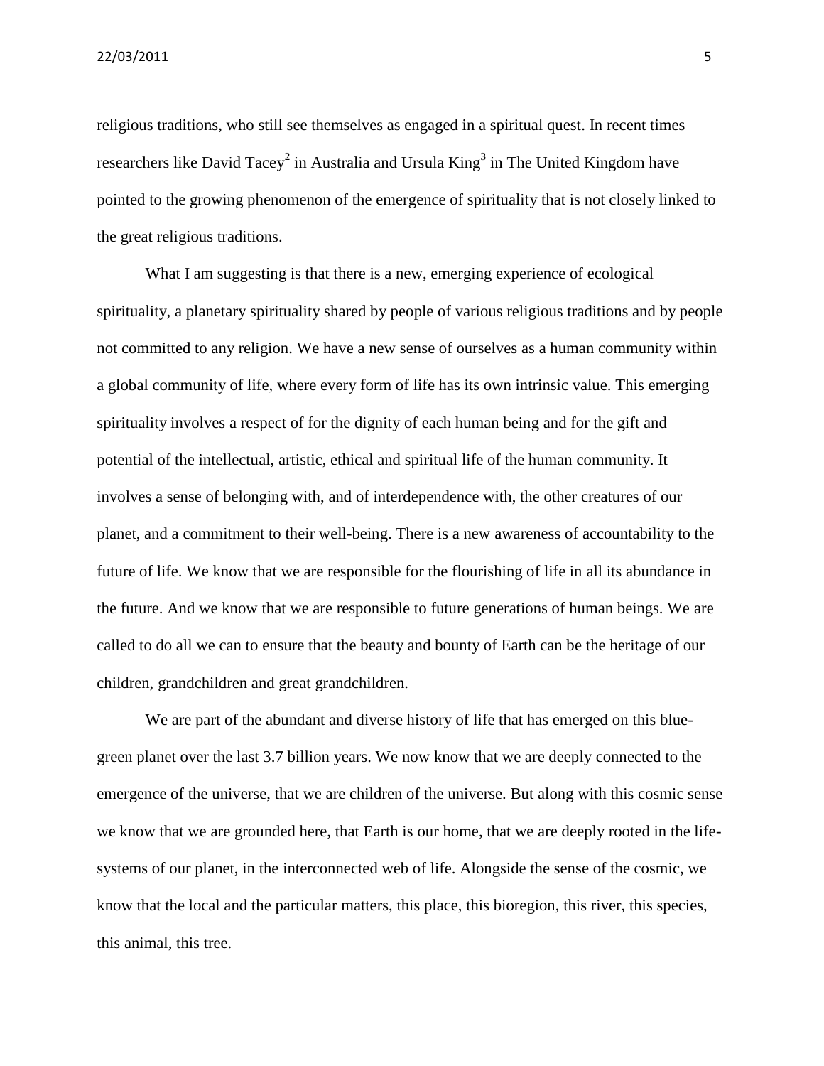religious traditions, who still see themselves as engaged in a spiritual quest. In recent times researchers like David Tacey[2] in Australia and Ursula King[3] in The United Kingdom have pointed to the growing phenomenon of the emergence of spirituality that is not closely linked to the great religious traditions.

What I am suggesting is that there is a new, emerging experience of ecological spirituality, a planetary spirituality shared by people of various religious traditions and by people not committed to any religion. We have a new sense of ourselves as a human community within a global community of life, where every form of life has its own intrinsic value. This emerging spirituality involves a respect of for the dignity of each human being and for the gift and potential of the intellectual, artistic, ethical and spiritual life of the human community. It involves a sense of belonging with, and of interdependence with, the other creatures of our planet, and a commitment to their well-being. There is a new awareness of accountability to the future of life. We know that we are responsible for the flourishing of life in all its abundance in the future. And we know that we are responsible to future generations of human beings. We are called to do all we can to ensure that the beauty and bounty of Earth can be the heritage of our children, grandchildren and great grandchildren.

We are part of the abundant and diverse history of life that has emerged on this blue-green planet over the last 3.7 billion years. We now know that we are deeply connected to the emergence of the universe, that we are children of the universe. But along with this cosmic sense we know that we are grounded here, that Earth is our home, that we are deeply rooted in the life-systems of our planet, in the interconnected web of life. Alongside the sense of the cosmic, we know that the local and the particular matters, this place, this bioregion, this river, this species, this animal, this tree.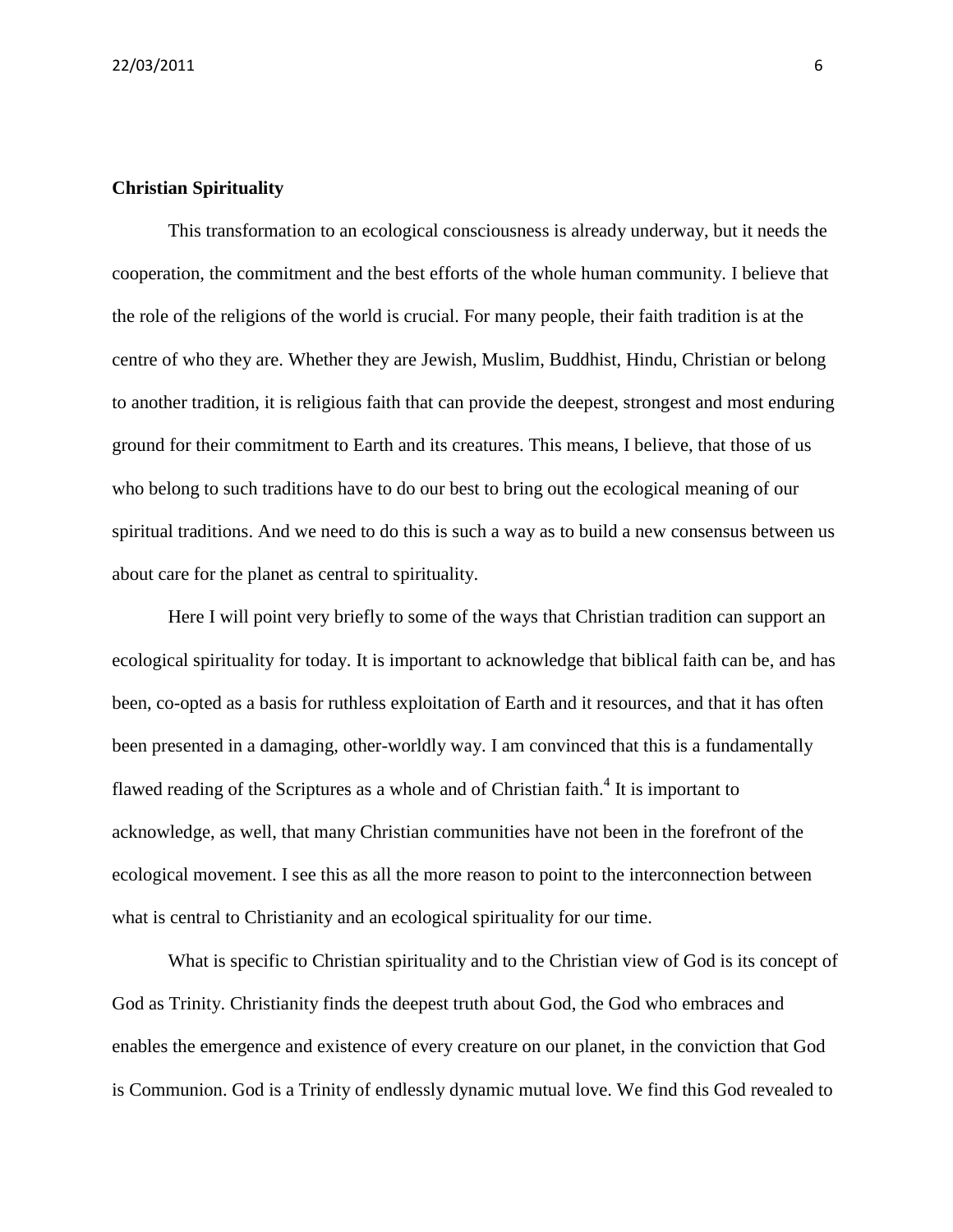**Christian Spirituality**

This transformation to an ecological consciousness is already underway, but it needs the cooperation, the commitment and the best efforts of the whole human community. I believe that the role of the religions of the world is crucial. For many people, their faith tradition is at the centre of who they are. Whether they are Jewish, Muslim, Buddhist, Hindu, Christian or belong to another tradition, it is religious faith that can provide the deepest, strongest and most enduring ground for their commitment to Earth and its creatures. This means, I believe, that those of us who belong to such traditions have to do our best to bring out the ecological meaning of our spiritual traditions. And we need to do this is such a way as to build a new consensus between us about care for the planet as central to spirituality.

Here I will point very briefly to some of the ways that Christian tradition can support an ecological spirituality for today. It is important to acknowledge that biblical faith can be, and has been, co-opted as a basis for ruthless exploitation of Earth and it resources, and that it has often been presented in a damaging, other-worldly way. I am convinced that this is a fundamentally flawed reading of the Scriptures as a whole and of Christian faith.[4] It is important to acknowledge, as well, that many Christian communities have not been in the forefront of the ecological movement. I see this as all the more reason to point to the interconnection between what is central to Christianity and an ecological spirituality for our time.

What is specific to Christian spirituality and to the Christian view of God is its concept of God as Trinity. Christianity finds the deepest truth about God, the God who embraces and enables the emergence and existence of every creature on our planet, in the conviction that God is Communion. God is a Trinity of endlessly dynamic mutual love. We find this God revealed to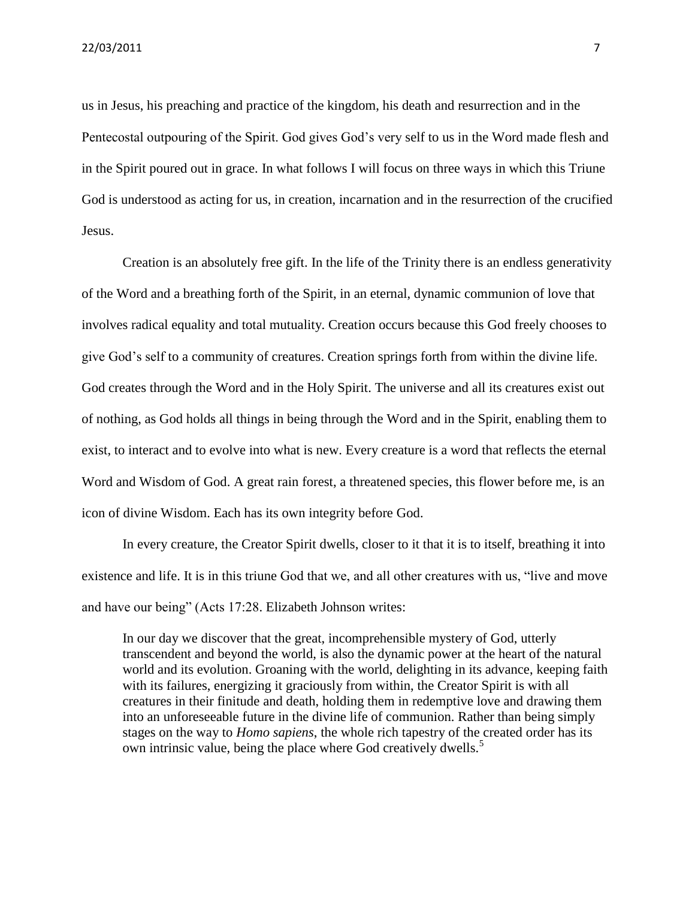us in Jesus, his preaching and practice of the kingdom, his death and resurrection and in the Pentecostal outpouring of the Spirit. God gives God's very self to us in the Word made flesh and in the Spirit poured out in grace. In what follows I will focus on three ways in which this Triune God is understood as acting for us, in creation, incarnation and in the resurrection of the crucified Jesus.

Creation is an absolutely free gift. In the life of the Trinity there is an endless generativity of the Word and a breathing forth of the Spirit, in an eternal, dynamic communion of love that involves radical equality and total mutuality. Creation occurs because this God freely chooses to give God's self to a community of creatures. Creation springs forth from within the divine life. God creates through the Word and in the Holy Spirit. The universe and all its creatures exist out of nothing, as God holds all things in being through the Word and in the Spirit, enabling them to exist, to interact and to evolve into what is new. Every creature is a word that reflects the eternal Word and Wisdom of God. A great rain forest, a threatened species, this flower before me, is an icon of divine Wisdom. Each has its own integrity before God.

In every creature, the Creator Spirit dwells, closer to it that it is to itself, breathing it into existence and life. It is in this triune God that we, and all other creatures with us, "live and move and have our being" (Acts 17:28. Elizabeth Johnson writes:

> In our day we discover that the great, incomprehensible mystery of God, utterly transcendent and beyond the world, is also the dynamic power at the heart of the natural world and its evolution. Groaning with the world, delighting in its advance, keeping faith with its failures, energizing it graciously from within, the Creator Spirit is with all creatures in their finitude and death, holding them in redemptive love and drawing them into an unforeseeable future in the divine life of communion. Rather than being simply stages on the way to *Homo sapiens*, the whole rich tapestry of the created order has its own intrinsic value, being the place where God creatively dwells.[5]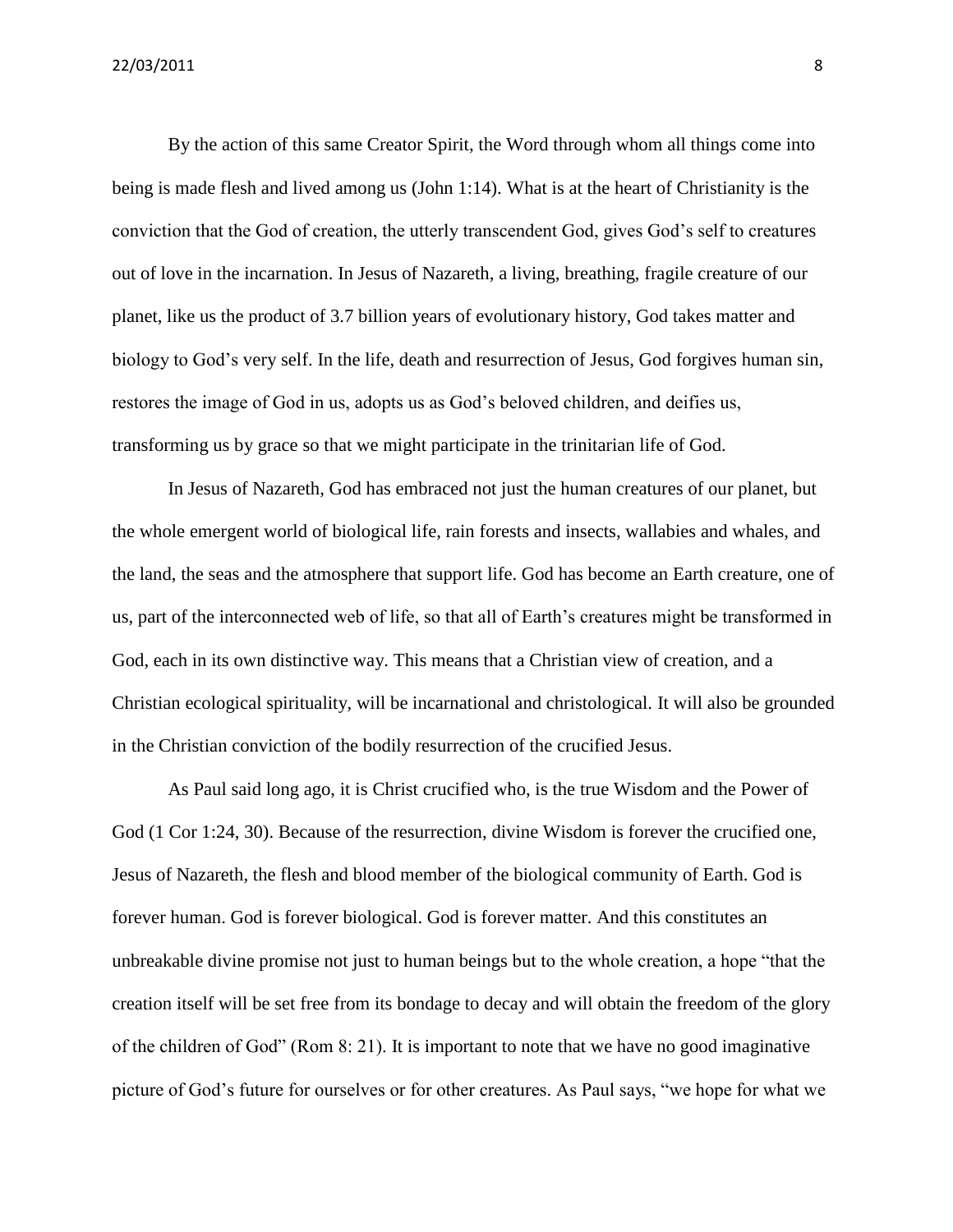By the action of this same Creator Spirit, the Word through whom all things come into being is made flesh and lived among us (John 1:14). What is at the heart of Christianity is the conviction that the God of creation, the utterly transcendent God, gives God's self to creatures out of love in the incarnation. In Jesus of Nazareth, a living, breathing, fragile creature of our planet, like us the product of 3.7 billion years of evolutionary history, God takes matter and biology to God's very self. In the life, death and resurrection of Jesus, God forgives human sin, restores the image of God in us, adopts us as God's beloved children, and deifies us, transforming us by grace so that we might participate in the trinitarian life of God.

In Jesus of Nazareth, God has embraced not just the human creatures of our planet, but the whole emergent world of biological life, rain forests and insects, wallabies and whales, and the land, the seas and the atmosphere that support life. God has become an Earth creature, one of us, part of the interconnected web of life, so that all of Earth's creatures might be transformed in God, each in its own distinctive way. This means that a Christian view of creation, and a Christian ecological spirituality, will be incarnational and christological. It will also be grounded in the Christian conviction of the bodily resurrection of the crucified Jesus.

As Paul said long ago, it is Christ crucified who, is the true Wisdom and the Power of God (1 Cor 1:24, 30). Because of the resurrection, divine Wisdom is forever the crucified one, Jesus of Nazareth, the flesh and blood member of the biological community of Earth. God is forever human. God is forever biological. God is forever matter. And this constitutes an unbreakable divine promise not just to human beings but to the whole creation, a hope "that the creation itself will be set free from its bondage to decay and will obtain the freedom of the glory of the children of God" (Rom 8: 21). It is important to note that we have no good imaginative picture of God's future for ourselves or for other creatures. As Paul says, "we hope for what we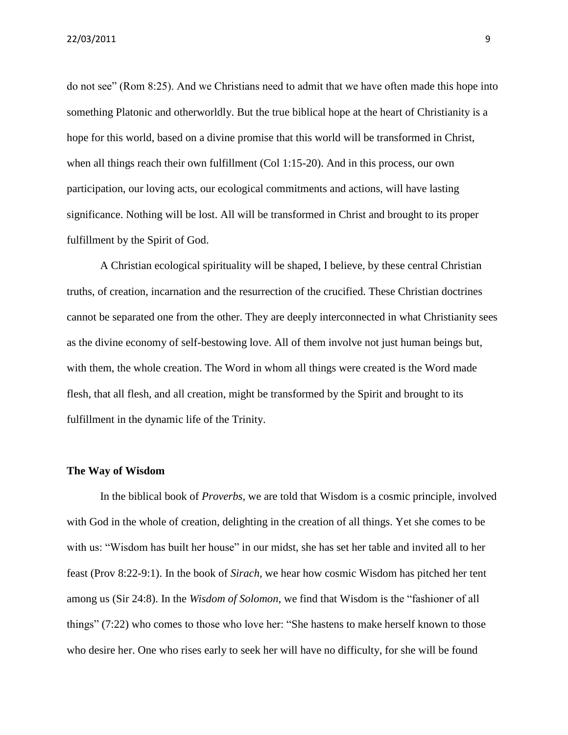do not see" (Rom 8:25). And we Christians need to admit that we have often made this hope into something Platonic and otherworldly. But the true biblical hope at the heart of Christianity is a hope for this world, based on a divine promise that this world will be transformed in Christ, when all things reach their own fulfillment (Col 1:15-20). And in this process, our own participation, our loving acts, our ecological commitments and actions, will have lasting significance. Nothing will be lost. All will be transformed in Christ and brought to its proper fulfillment by the Spirit of God.

A Christian ecological spirituality will be shaped, I believe, by these central Christian truths, of creation, incarnation and the resurrection of the crucified. These Christian doctrines cannot be separated one from the other. They are deeply interconnected in what Christianity sees as the divine economy of self-bestowing love. All of them involve not just human beings but, with them, the whole creation. The Word in whom all things were created is the Word made flesh, that all flesh, and all creation, might be transformed by the Spirit and brought to its fulfillment in the dynamic life of the Trinity.

**The Way of Wisdom**

In the biblical book of *Proverbs*, we are told that Wisdom is a cosmic principle, involved with God in the whole of creation, delighting in the creation of all things. Yet she comes to be with us: "Wisdom has built her house" in our midst, she has set her table and invited all to her feast (Prov 8:22-9:1). In the book of *Sirach*, we hear how cosmic Wisdom has pitched her tent among us (Sir 24:8). In the *Wisdom of Solomon*, we find that Wisdom is the "fashioner of all things" (7:22) who comes to those who love her: "She hastens to make herself known to those who desire her. One who rises early to seek her will have no difficulty, for she will be found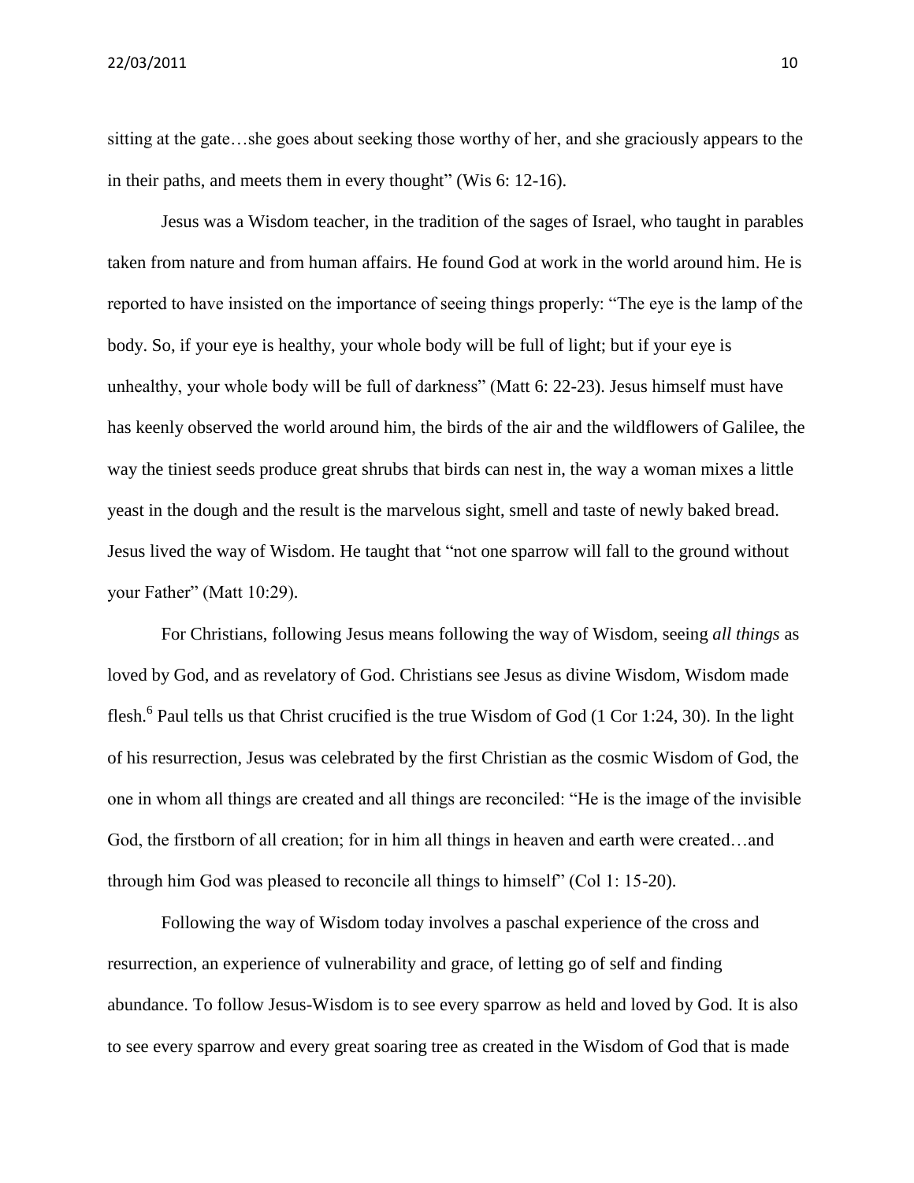sitting at the gate…she goes about seeking those worthy of her, and she graciously appears to the in their paths, and meets them in every thought" (Wis 6: 12-16).

Jesus was a Wisdom teacher, in the tradition of the sages of Israel, who taught in parables taken from nature and from human affairs. He found God at work in the world around him. He is reported to have insisted on the importance of seeing things properly: "The eye is the lamp of the body. So, if your eye is healthy, your whole body will be full of light; but if your eye is unhealthy, your whole body will be full of darkness" (Matt 6: 22-23). Jesus himself must have has keenly observed the world around him, the birds of the air and the wildflowers of Galilee, the way the tiniest seeds produce great shrubs that birds can nest in, the way a woman mixes a little yeast in the dough and the result is the marvelous sight, smell and taste of newly baked bread. Jesus lived the way of Wisdom. He taught that "not one sparrow will fall to the ground without your Father" (Matt 10:29).

For Christians, following Jesus means following the way of Wisdom, seeing *all things* as loved by God, and as revelatory of God. Christians see Jesus as divine Wisdom, Wisdom made flesh.[6] Paul tells us that Christ crucified is the true Wisdom of God (1 Cor 1:24, 30). In the light of his resurrection, Jesus was celebrated by the first Christian as the cosmic Wisdom of God, the one in whom all things are created and all things are reconciled: "He is the image of the invisible God, the firstborn of all creation; for in him all things in heaven and earth were created…and through him God was pleased to reconcile all things to himself" (Col 1: 15-20).

Following the way of Wisdom today involves a paschal experience of the cross and resurrection, an experience of vulnerability and grace, of letting go of self and finding abundance. To follow Jesus-Wisdom is to see every sparrow as held and loved by God. It is also to see every sparrow and every great soaring tree as created in the Wisdom of God that is made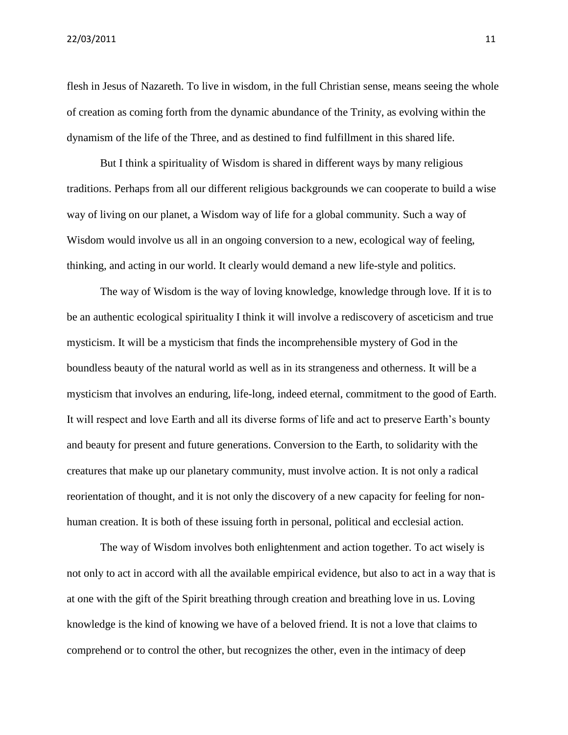flesh in Jesus of Nazareth. To live in wisdom, in the full Christian sense, means seeing the whole of creation as coming forth from the dynamic abundance of the Trinity, as evolving within the dynamism of the life of the Three, and as destined to find fulfillment in this shared life.

But I think a spirituality of Wisdom is shared in different ways by many religious traditions. Perhaps from all our different religious backgrounds we can cooperate to build a wise way of living on our planet, a Wisdom way of life for a global community. Such a way of Wisdom would involve us all in an ongoing conversion to a new, ecological way of feeling, thinking, and acting in our world. It clearly would demand a new life-style and politics.

The way of Wisdom is the way of loving knowledge, knowledge through love. If it is to be an authentic ecological spirituality I think it will involve a rediscovery of asceticism and true mysticism. It will be a mysticism that finds the incomprehensible mystery of God in the boundless beauty of the natural world as well as in its strangeness and otherness. It will be a mysticism that involves an enduring, life-long, indeed eternal, commitment to the good of Earth. It will respect and love Earth and all its diverse forms of life and act to preserve Earth's bounty and beauty for present and future generations. Conversion to the Earth, to solidarity with the creatures that make up our planetary community, must involve action. It is not only a radical reorientation of thought, and it is not only the discovery of a new capacity for feeling for non-human creation. It is both of these issuing forth in personal, political and ecclesial action.

The way of Wisdom involves both enlightenment and action together. To act wisely is not only to act in accord with all the available empirical evidence, but also to act in a way that is at one with the gift of the Spirit breathing through creation and breathing love in us. Loving knowledge is the kind of knowing we have of a beloved friend. It is not a love that claims to comprehend or to control the other, but recognizes the other, even in the intimacy of deep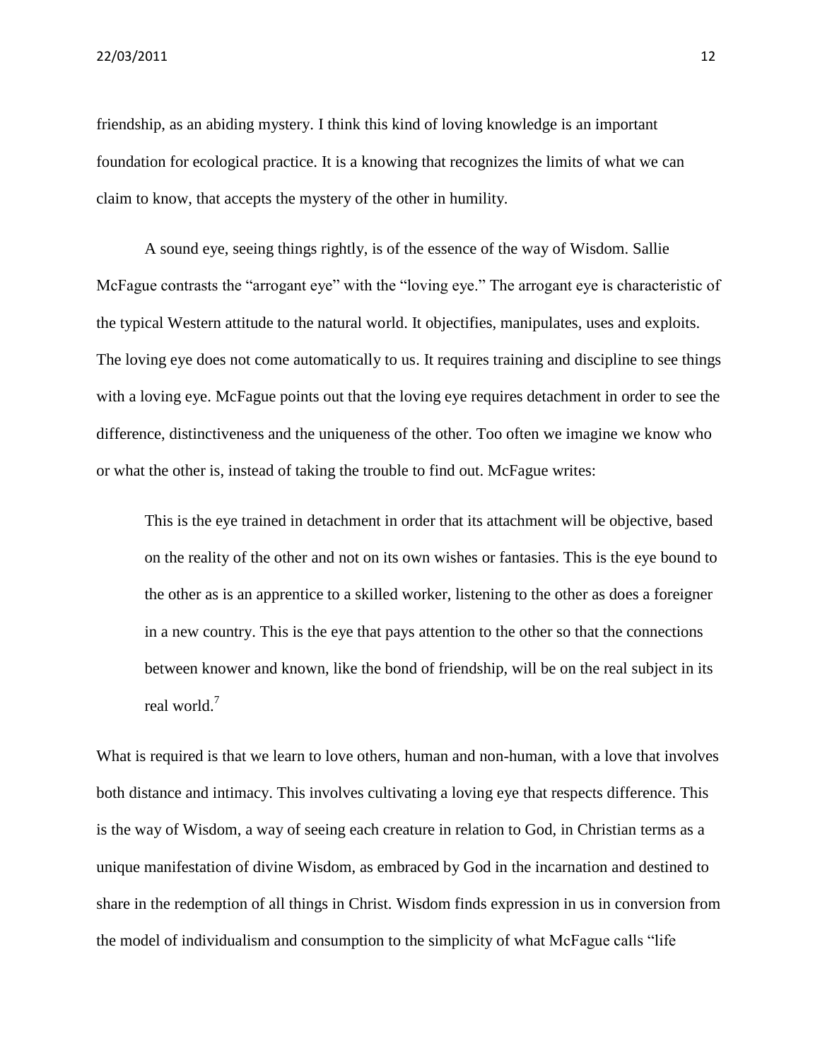friendship, as an abiding mystery. I think this kind of loving knowledge is an important foundation for ecological practice. It is a knowing that recognizes the limits of what we can claim to know, that accepts the mystery of the other in humility.

A sound eye, seeing things rightly, is of the essence of the way of Wisdom. Sallie McFague contrasts the "arrogant eye" with the "loving eye." The arrogant eye is characteristic of the typical Western attitude to the natural world. It objectifies, manipulates, uses and exploits. The loving eye does not come automatically to us. It requires training and discipline to see things with a loving eye. McFague points out that the loving eye requires detachment in order to see the difference, distinctiveness and the uniqueness of the other. Too often we imagine we know who or what the other is, instead of taking the trouble to find out. McFague writes:

> This is the eye trained in detachment in order that its attachment will be objective, based on the reality of the other and not on its own wishes or fantasies. This is the eye bound to the other as is an apprentice to a skilled worker, listening to the other as does a foreigner in a new country. This is the eye that pays attention to the other so that the connections between knower and known, like the bond of friendship, will be on the real subject in its real world.[7]

What is required is that we learn to love others, human and non-human, with a love that involves both distance and intimacy. This involves cultivating a loving eye that respects difference. This is the way of Wisdom, a way of seeing each creature in relation to God, in Christian terms as a unique manifestation of divine Wisdom, as embraced by God in the incarnation and destined to share in the redemption of all things in Christ. Wisdom finds expression in us in conversion from the model of individualism and consumption to the simplicity of what McFague calls "life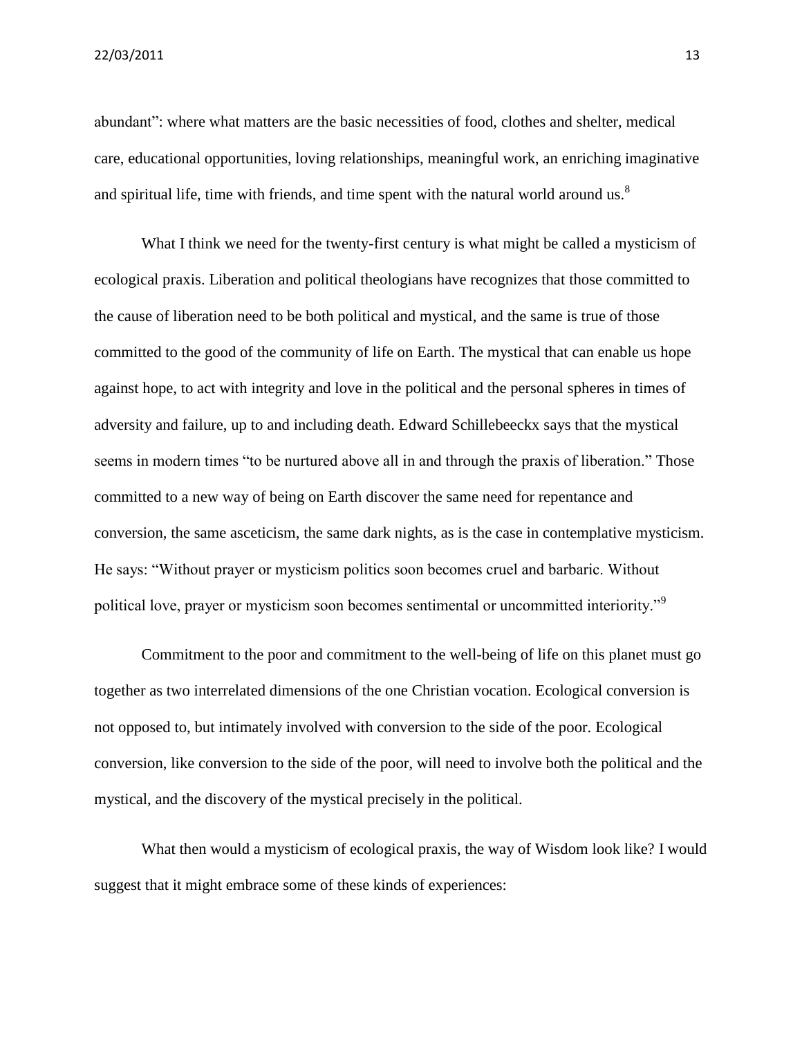abundant": where what matters are the basic necessities of food, clothes and shelter, medical care, educational opportunities, loving relationships, meaningful work, an enriching imaginative and spiritual life, time with friends, and time spent with the natural world around us.[8]

What I think we need for the twenty-first century is what might be called a mysticism of ecological praxis. Liberation and political theologians have recognizes that those committed to the cause of liberation need to be both political and mystical, and the same is true of those committed to the good of the community of life on Earth. The mystical that can enable us hope against hope, to act with integrity and love in the political and the personal spheres in times of adversity and failure, up to and including death. Edward Schillebeeckx says that the mystical seems in modern times "to be nurtured above all in and through the praxis of liberation." Those committed to a new way of being on Earth discover the same need for repentance and conversion, the same asceticism, the same dark nights, as is the case in contemplative mysticism. He says: "Without prayer or mysticism politics soon becomes cruel and barbaric. Without political love, prayer or mysticism soon becomes sentimental or uncommitted interiority."[9]

Commitment to the poor and commitment to the well-being of life on this planet must go together as two interrelated dimensions of the one Christian vocation. Ecological conversion is not opposed to, but intimately involved with conversion to the side of the poor. Ecological conversion, like conversion to the side of the poor, will need to involve both the political and the mystical, and the discovery of the mystical precisely in the political.

What then would a mysticism of ecological praxis, the way of Wisdom look like? I would suggest that it might embrace some of these kinds of experiences: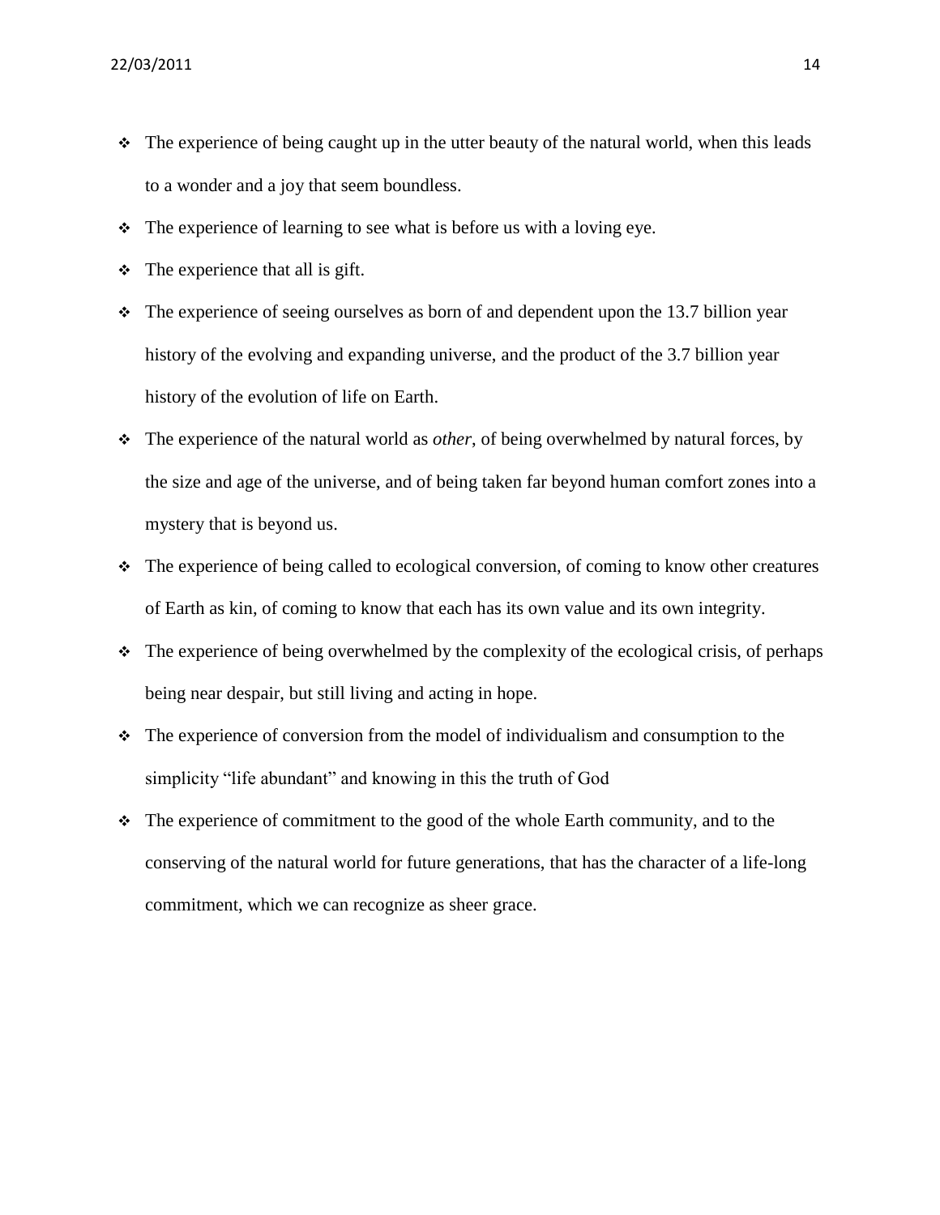- The experience of being caught up in the utter beauty of the natural world, when this leads to a wonder and a joy that seem boundless.
- The experience of learning to see what is before us with a loving eye.
- The experience that all is gift.
- The experience of seeing ourselves as born of and dependent upon the 13.7 billion year history of the evolving and expanding universe, and the product of the 3.7 billion year history of the evolution of life on Earth.
- The experience of the natural world as *other*, of being overwhelmed by natural forces, by the size and age of the universe, and of being taken far beyond human comfort zones into a mystery that is beyond us.
- The experience of being called to ecological conversion, of coming to know other creatures of Earth as kin, of coming to know that each has its own value and its own integrity.
- The experience of being overwhelmed by the complexity of the ecological crisis, of perhaps being near despair, but still living and acting in hope.
- The experience of conversion from the model of individualism and consumption to the simplicity "life abundant" and knowing in this the truth of God
- The experience of commitment to the good of the whole Earth community, and to the conserving of the natural world for future generations, that has the character of a life-long commitment, which we can recognize as sheer grace.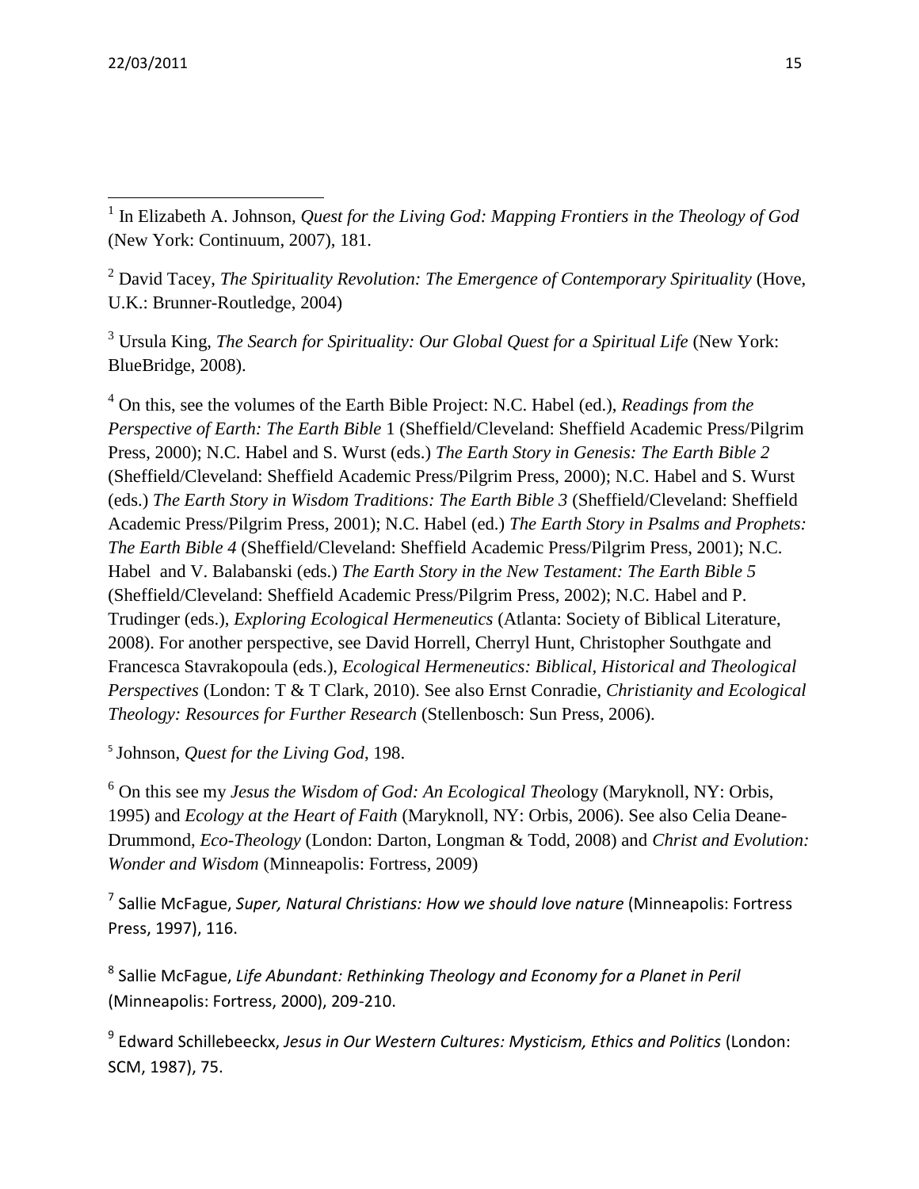[1] In Elizabeth A. Johnson, *Quest for the Living God: Mapping Frontiers in the Theology of God* (New York: Continuum, 2007), 181.

[2] David Tacey, *The Spirituality Revolution: The Emergence of Contemporary Spirituality* (Hove, U.K.: Brunner-Routledge, 2004)

[3] Ursula King, *The Search for Spirituality: Our Global Quest for a Spiritual Life* (New York: BlueBridge, 2008).

[4] On this, see the volumes of the Earth Bible Project: N.C. Habel (ed.), *Readings from the Perspective of Earth: The Earth Bible* 1 (Sheffield/Cleveland: Sheffield Academic Press/Pilgrim Press, 2000); N.C. Habel and S. Wurst (eds.) *The Earth Story in Genesis: The Earth Bible 2* (Sheffield/Cleveland: Sheffield Academic Press/Pilgrim Press, 2000); N.C. Habel and S. Wurst (eds.) *The Earth Story in Wisdom Traditions: The Earth Bible 3* (Sheffield/Cleveland: Sheffield Academic Press/Pilgrim Press, 2001); N.C. Habel (ed.) *The Earth Story in Psalms and Prophets: The Earth Bible 4* (Sheffield/Cleveland: Sheffield Academic Press/Pilgrim Press, 2001); N.C. Habel and V. Balabanski (eds.) *The Earth Story in the New Testament: The Earth Bible 5* (Sheffield/Cleveland: Sheffield Academic Press/Pilgrim Press, 2002); N.C. Habel and P. Trudinger (eds.), *Exploring Ecological Hermeneutics* (Atlanta: Society of Biblical Literature, 2008). For another perspective, see David Horrell, Cherryl Hunt, Christopher Southgate and Francesca Stavrakopoula (eds.), *Ecological Hermeneutics: Biblical, Historical and Theological Perspectives* (London: T & T Clark, 2010). See also Ernst Conradie, *Christianity and Ecological Theology: Resources for Further Research* (Stellenbosch: Sun Press, 2006).

[5] Johnson, *Quest for the Living God*, 198.

[6] On this see my *Jesus the Wisdom of God: An Ecological Theology* (Maryknoll, NY: Orbis, 1995) and *Ecology at the Heart of Faith* (Maryknoll, NY: Orbis, 2006). See also Celia Deane-Drummond, *Eco-Theology* (London: Darton, Longman & Todd, 2008) and *Christ and Evolution: Wonder and Wisdom* (Minneapolis: Fortress, 2009)

[7] Sallie McFague, *Super, Natural Christians: How we should love nature* (Minneapolis: Fortress Press, 1997), 116.

[8] Sallie McFague, *Life Abundant: Rethinking Theology and Economy for a Planet in Peril* (Minneapolis: Fortress, 2000), 209-210.

[9] Edward Schillebeeckx, *Jesus in Our Western Cultures: Mysticism, Ethics and Politics* (London: SCM, 1987), 75.